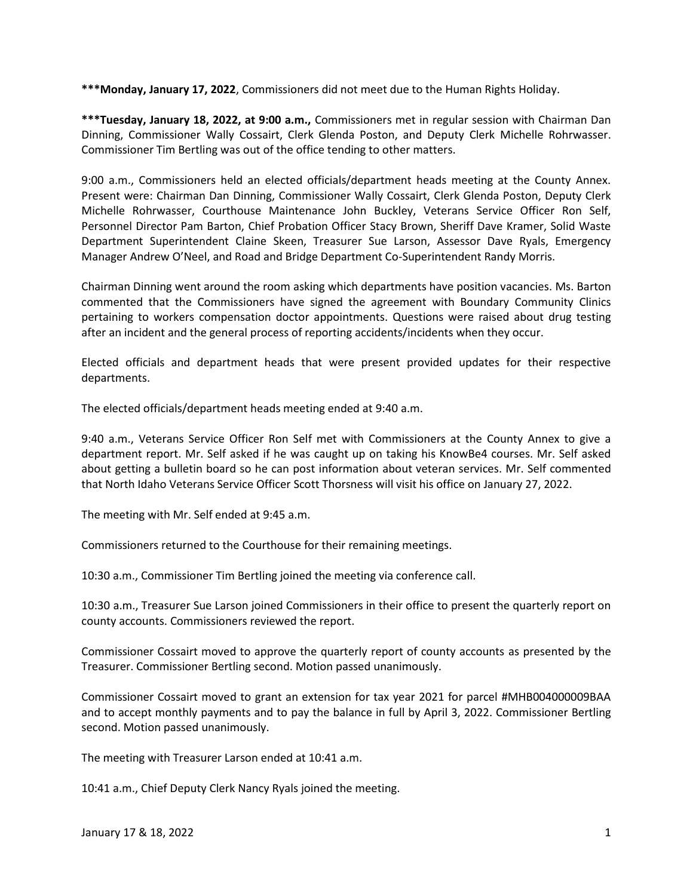**\*\*\*Monday, January 17, 2022**, Commissioners did not meet due to the Human Rights Holiday.

**\*\*\*Tuesday, January 18, 2022, at 9:00 a.m.,** Commissioners met in regular session with Chairman Dan Dinning, Commissioner Wally Cossairt, Clerk Glenda Poston, and Deputy Clerk Michelle Rohrwasser. Commissioner Tim Bertling was out of the office tending to other matters.

9:00 a.m., Commissioners held an elected officials/department heads meeting at the County Annex. Present were: Chairman Dan Dinning, Commissioner Wally Cossairt, Clerk Glenda Poston, Deputy Clerk Michelle Rohrwasser, Courthouse Maintenance John Buckley, Veterans Service Officer Ron Self, Personnel Director Pam Barton, Chief Probation Officer Stacy Brown, Sheriff Dave Kramer, Solid Waste Department Superintendent Claine Skeen, Treasurer Sue Larson, Assessor Dave Ryals, Emergency Manager Andrew O'Neel, and Road and Bridge Department Co-Superintendent Randy Morris.

Chairman Dinning went around the room asking which departments have position vacancies. Ms. Barton commented that the Commissioners have signed the agreement with Boundary Community Clinics pertaining to workers compensation doctor appointments. Questions were raised about drug testing after an incident and the general process of reporting accidents/incidents when they occur.

Elected officials and department heads that were present provided updates for their respective departments.

The elected officials/department heads meeting ended at 9:40 a.m.

9:40 a.m., Veterans Service Officer Ron Self met with Commissioners at the County Annex to give a department report. Mr. Self asked if he was caught up on taking his KnowBe4 courses. Mr. Self asked about getting a bulletin board so he can post information about veteran services. Mr. Self commented that North Idaho Veterans Service Officer Scott Thorsness will visit his office on January 27, 2022.

The meeting with Mr. Self ended at 9:45 a.m.

Commissioners returned to the Courthouse for their remaining meetings.

10:30 a.m., Commissioner Tim Bertling joined the meeting via conference call.

10:30 a.m., Treasurer Sue Larson joined Commissioners in their office to present the quarterly report on county accounts. Commissioners reviewed the report.

Commissioner Cossairt moved to approve the quarterly report of county accounts as presented by the Treasurer. Commissioner Bertling second. Motion passed unanimously.

Commissioner Cossairt moved to grant an extension for tax year 2021 for parcel #MHB004000009BAA and to accept monthly payments and to pay the balance in full by April 3, 2022. Commissioner Bertling second. Motion passed unanimously.

The meeting with Treasurer Larson ended at 10:41 a.m.

10:41 a.m., Chief Deputy Clerk Nancy Ryals joined the meeting.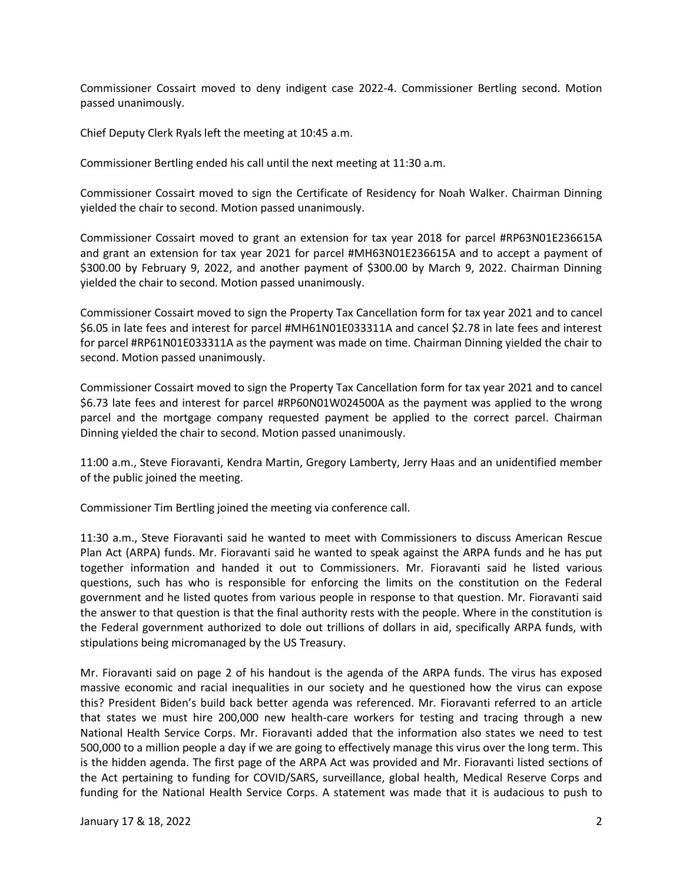Commissioner Cossairt moved to deny indigent case 2022-4. Commissioner Bertling second. Motion passed unanimously.

Chief Deputy Clerk Ryals left the meeting at 10:45 a.m.

Commissioner Bertling ended his call until the next meeting at 11:30 a.m.

Commissioner Cossairt moved to sign the Certificate of Residency for Noah Walker. Chairman Dinning yielded the chair to second. Motion passed unanimously.

Commissioner Cossairt moved to grant an extension for tax year 2018 for parcel #RP63N01E236615A and grant an extension for tax year 2021 for parcel #MH63N01E236615A and to accept a payment of $300.00 by February 9, 2022, and another payment of $300.00 by March 9, 2022. Chairman Dinning yielded the chair to second. Motion passed unanimously.

Commissioner Cossairt moved to sign the Property Tax Cancellation form for tax year 2021 and to cancel $6.05 in late fees and interest for parcel #MH61N01E033311A and cancel $2.78 in late fees and interest for parcel #RP61N01E033311A as the payment was made on time. Chairman Dinning yielded the chair to second. Motion passed unanimously.

Commissioner Cossairt moved to sign the Property Tax Cancellation form for tax year 2021 and to cancel $6.73 late fees and interest for parcel #RP60N01W024500A as the payment was applied to the wrong parcel and the mortgage company requested payment be applied to the correct parcel. Chairman Dinning yielded the chair to second. Motion passed unanimously.

11:00 a.m., Steve Fioravanti, Kendra Martin, Gregory Lamberty, Jerry Haas and an unidentified member of the public joined the meeting.

Commissioner Tim Bertling joined the meeting via conference call.

11:30 a.m., Steve Fioravanti said he wanted to meet with Commissioners to discuss American Rescue Plan Act (ARPA) funds. Mr. Fioravanti said he wanted to speak against the ARPA funds and he has put together information and handed it out to Commissioners. Mr. Fioravanti said he listed various questions, such has who is responsible for enforcing the limits on the constitution on the Federal government and he listed quotes from various people in response to that question. Mr. Fioravanti said the answer to that question is that the final authority rests with the people. Where in the constitution is the Federal government authorized to dole out trillions of dollars in aid, specifically ARPA funds, with stipulations being micromanaged by the US Treasury.

Mr. Fioravanti said on page 2 of his handout is the agenda of the ARPA funds. The virus has exposed massive economic and racial inequalities in our society and he questioned how the virus can expose this? President Biden's build back better agenda was referenced. Mr. Fioravanti referred to an article that states we must hire 200,000 new health-care workers for testing and tracing through a new National Health Service Corps. Mr. Fioravanti added that the information also states we need to test 500,000 to a million people a day if we are going to effectively manage this virus over the long term. This is the hidden agenda. The first page of the ARPA Act was provided and Mr. Fioravanti listed sections of the Act pertaining to funding for COVID/SARS, surveillance, global health, Medical Reserve Corps and funding for the National Health Service Corps. A statement was made that it is audacious to push to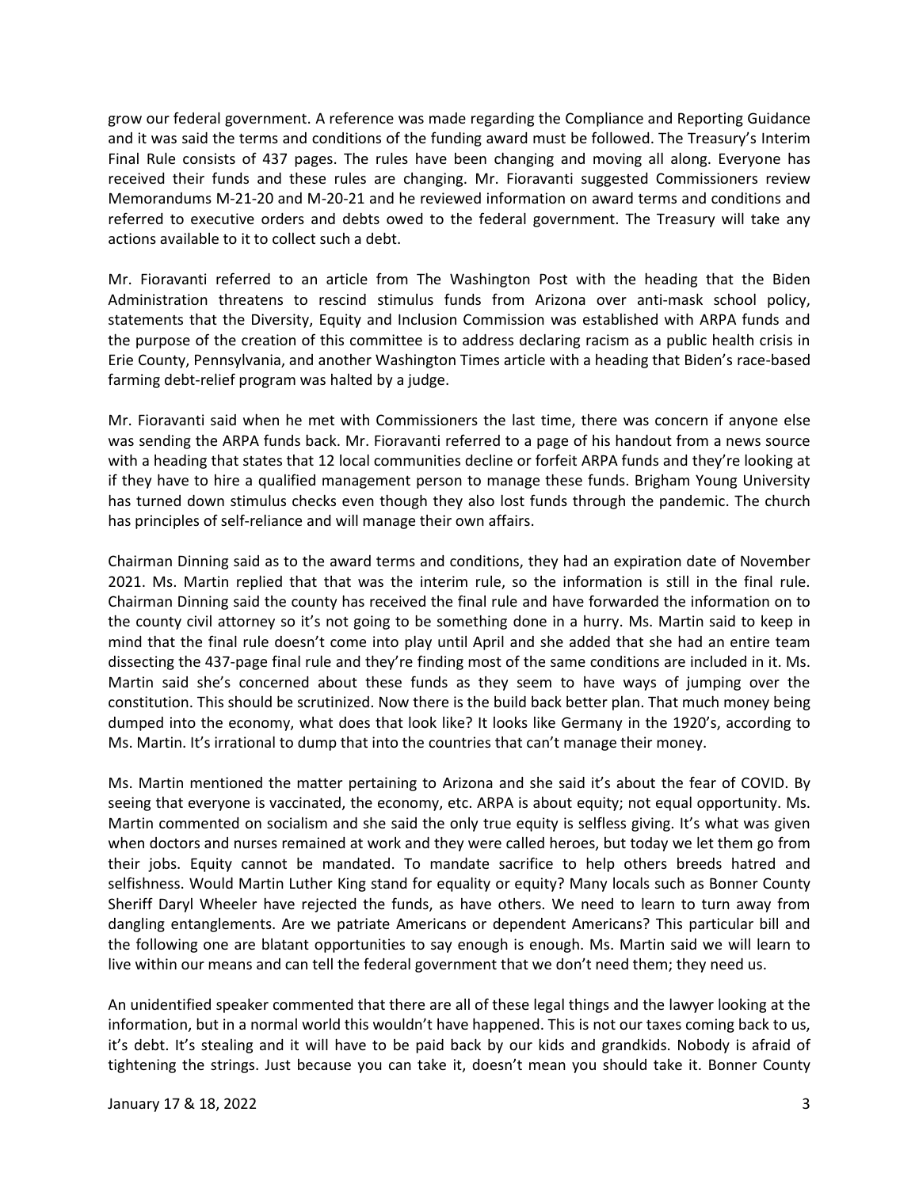grow our federal government. A reference was made regarding the Compliance and Reporting Guidance and it was said the terms and conditions of the funding award must be followed. The Treasury's Interim Final Rule consists of 437 pages. The rules have been changing and moving all along. Everyone has received their funds and these rules are changing. Mr. Fioravanti suggested Commissioners review Memorandums M-21-20 and M-20-21 and he reviewed information on award terms and conditions and referred to executive orders and debts owed to the federal government. The Treasury will take any actions available to it to collect such a debt.

Mr. Fioravanti referred to an article from The Washington Post with the heading that the Biden Administration threatens to rescind stimulus funds from Arizona over anti-mask school policy, statements that the Diversity, Equity and Inclusion Commission was established with ARPA funds and the purpose of the creation of this committee is to address declaring racism as a public health crisis in Erie County, Pennsylvania, and another Washington Times article with a heading that Biden's race-based farming debt-relief program was halted by a judge.

Mr. Fioravanti said when he met with Commissioners the last time, there was concern if anyone else was sending the ARPA funds back. Mr. Fioravanti referred to a page of his handout from a news source with a heading that states that 12 local communities decline or forfeit ARPA funds and they're looking at if they have to hire a qualified management person to manage these funds. Brigham Young University has turned down stimulus checks even though they also lost funds through the pandemic. The church has principles of self-reliance and will manage their own affairs.

Chairman Dinning said as to the award terms and conditions, they had an expiration date of November 2021. Ms. Martin replied that that was the interim rule, so the information is still in the final rule. Chairman Dinning said the county has received the final rule and have forwarded the information on to the county civil attorney so it's not going to be something done in a hurry. Ms. Martin said to keep in mind that the final rule doesn't come into play until April and she added that she had an entire team dissecting the 437-page final rule and they're finding most of the same conditions are included in it. Ms. Martin said she's concerned about these funds as they seem to have ways of jumping over the constitution. This should be scrutinized. Now there is the build back better plan. That much money being dumped into the economy, what does that look like? It looks like Germany in the 1920's, according to Ms. Martin. It's irrational to dump that into the countries that can't manage their money.

Ms. Martin mentioned the matter pertaining to Arizona and she said it's about the fear of COVID. By seeing that everyone is vaccinated, the economy, etc. ARPA is about equity; not equal opportunity. Ms. Martin commented on socialism and she said the only true equity is selfless giving. It's what was given when doctors and nurses remained at work and they were called heroes, but today we let them go from their jobs. Equity cannot be mandated. To mandate sacrifice to help others breeds hatred and selfishness. Would Martin Luther King stand for equality or equity? Many locals such as Bonner County Sheriff Daryl Wheeler have rejected the funds, as have others. We need to learn to turn away from dangling entanglements. Are we patriate Americans or dependent Americans? This particular bill and the following one are blatant opportunities to say enough is enough. Ms. Martin said we will learn to live within our means and can tell the federal government that we don't need them; they need us.

An unidentified speaker commented that there are all of these legal things and the lawyer looking at the information, but in a normal world this wouldn't have happened. This is not our taxes coming back to us, it's debt. It's stealing and it will have to be paid back by our kids and grandkids. Nobody is afraid of tightening the strings. Just because you can take it, doesn't mean you should take it. Bonner County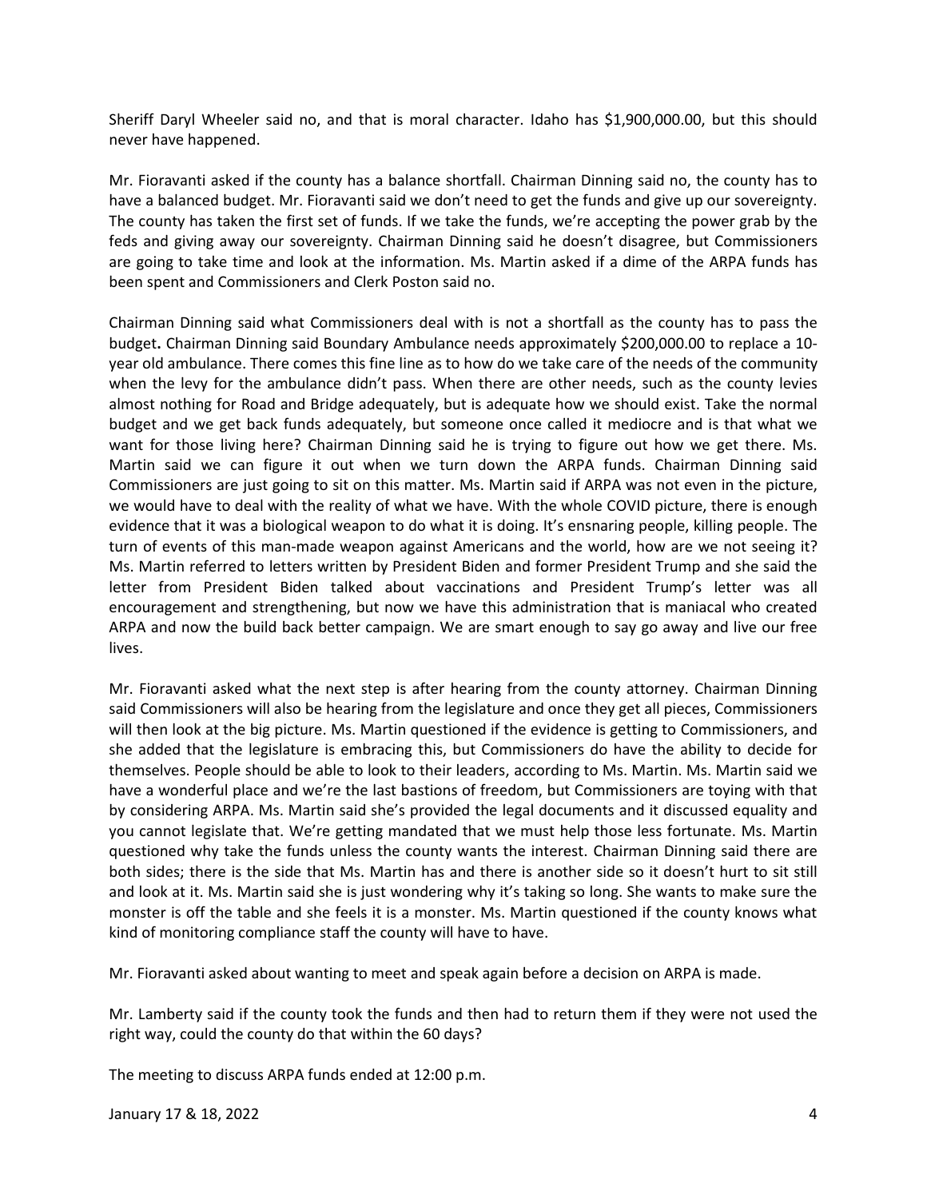Sheriff Daryl Wheeler said no, and that is moral character. Idaho has $1,900,000.00, but this should never have happened.

Mr. Fioravanti asked if the county has a balance shortfall. Chairman Dinning said no, the county has to have a balanced budget. Mr. Fioravanti said we don't need to get the funds and give up our sovereignty. The county has taken the first set of funds. If we take the funds, we're accepting the power grab by the feds and giving away our sovereignty. Chairman Dinning said he doesn't disagree, but Commissioners are going to take time and look at the information. Ms. Martin asked if a dime of the ARPA funds has been spent and Commissioners and Clerk Poston said no.

Chairman Dinning said what Commissioners deal with is not a shortfall as the county has to pass the budget**.** Chairman Dinning said Boundary Ambulance needs approximately $200,000.00 to replace a 10-year old ambulance. There comes this fine line as to how do we take care of the needs of the community when the levy for the ambulance didn't pass. When there are other needs, such as the county levies almost nothing for Road and Bridge adequately, but is adequate how we should exist. Take the normal budget and we get back funds adequately, but someone once called it mediocre and is that what we want for those living here? Chairman Dinning said he is trying to figure out how we get there. Ms. Martin said we can figure it out when we turn down the ARPA funds. Chairman Dinning said Commissioners are just going to sit on this matter. Ms. Martin said if ARPA was not even in the picture, we would have to deal with the reality of what we have. With the whole COVID picture, there is enough evidence that it was a biological weapon to do what it is doing. It's ensnaring people, killing people. The turn of events of this man-made weapon against Americans and the world, how are we not seeing it? Ms. Martin referred to letters written by President Biden and former President Trump and she said the letter from President Biden talked about vaccinations and President Trump's letter was all encouragement and strengthening, but now we have this administration that is maniacal who created ARPA and now the build back better campaign. We are smart enough to say go away and live our free lives.

Mr. Fioravanti asked what the next step is after hearing from the county attorney. Chairman Dinning said Commissioners will also be hearing from the legislature and once they get all pieces, Commissioners will then look at the big picture. Ms. Martin questioned if the evidence is getting to Commissioners, and she added that the legislature is embracing this, but Commissioners do have the ability to decide for themselves. People should be able to look to their leaders, according to Ms. Martin. Ms. Martin said we have a wonderful place and we're the last bastions of freedom, but Commissioners are toying with that by considering ARPA. Ms. Martin said she's provided the legal documents and it discussed equality and you cannot legislate that. We're getting mandated that we must help those less fortunate. Ms. Martin questioned why take the funds unless the county wants the interest. Chairman Dinning said there are both sides; there is the side that Ms. Martin has and there is another side so it doesn't hurt to sit still and look at it. Ms. Martin said she is just wondering why it's taking so long. She wants to make sure the monster is off the table and she feels it is a monster. Ms. Martin questioned if the county knows what kind of monitoring compliance staff the county will have to have.

Mr. Fioravanti asked about wanting to meet and speak again before a decision on ARPA is made.

Mr. Lamberty said if the county took the funds and then had to return them if they were not used the right way, could the county do that within the 60 days?

The meeting to discuss ARPA funds ended at 12:00 p.m.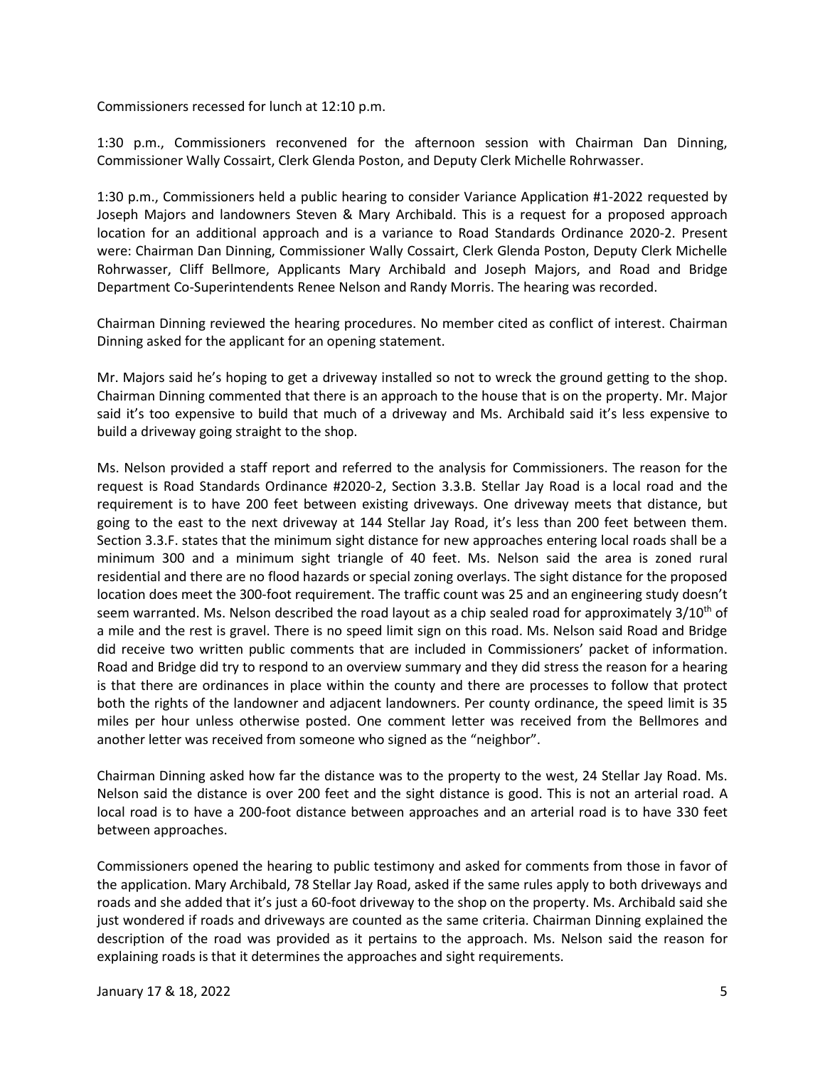Commissioners recessed for lunch at 12:10 p.m.

1:30 p.m., Commissioners reconvened for the afternoon session with Chairman Dan Dinning, Commissioner Wally Cossairt, Clerk Glenda Poston, and Deputy Clerk Michelle Rohrwasser.

1:30 p.m., Commissioners held a public hearing to consider Variance Application #1-2022 requested by Joseph Majors and landowners Steven & Mary Archibald. This is a request for a proposed approach location for an additional approach and is a variance to Road Standards Ordinance 2020-2. Present were: Chairman Dan Dinning, Commissioner Wally Cossairt, Clerk Glenda Poston, Deputy Clerk Michelle Rohrwasser, Cliff Bellmore, Applicants Mary Archibald and Joseph Majors, and Road and Bridge Department Co-Superintendents Renee Nelson and Randy Morris. The hearing was recorded.

Chairman Dinning reviewed the hearing procedures. No member cited as conflict of interest. Chairman Dinning asked for the applicant for an opening statement.

Mr. Majors said he's hoping to get a driveway installed so not to wreck the ground getting to the shop. Chairman Dinning commented that there is an approach to the house that is on the property. Mr. Major said it's too expensive to build that much of a driveway and Ms. Archibald said it's less expensive to build a driveway going straight to the shop.

Ms. Nelson provided a staff report and referred to the analysis for Commissioners. The reason for the request is Road Standards Ordinance #2020-2, Section 3.3.B. Stellar Jay Road is a local road and the requirement is to have 200 feet between existing driveways. One driveway meets that distance, but going to the east to the next driveway at 144 Stellar Jay Road, it's less than 200 feet between them. Section 3.3.F. states that the minimum sight distance for new approaches entering local roads shall be a minimum 300 and a minimum sight triangle of 40 feet. Ms. Nelson said the area is zoned rural residential and there are no flood hazards or special zoning overlays. The sight distance for the proposed location does meet the 300-foot requirement. The traffic count was 25 and an engineering study doesn't seem warranted. Ms. Nelson described the road layout as a chip sealed road for approximately 3/10th of a mile and the rest is gravel. There is no speed limit sign on this road. Ms. Nelson said Road and Bridge did receive two written public comments that are included in Commissioners' packet of information. Road and Bridge did try to respond to an overview summary and they did stress the reason for a hearing is that there are ordinances in place within the county and there are processes to follow that protect both the rights of the landowner and adjacent landowners. Per county ordinance, the speed limit is 35 miles per hour unless otherwise posted. One comment letter was received from the Bellmores and another letter was received from someone who signed as the "neighbor".

Chairman Dinning asked how far the distance was to the property to the west, 24 Stellar Jay Road. Ms. Nelson said the distance is over 200 feet and the sight distance is good. This is not an arterial road. A local road is to have a 200-foot distance between approaches and an arterial road is to have 330 feet between approaches.

Commissioners opened the hearing to public testimony and asked for comments from those in favor of the application. Mary Archibald, 78 Stellar Jay Road, asked if the same rules apply to both driveways and roads and she added that it's just a 60-foot driveway to the shop on the property. Ms. Archibald said she just wondered if roads and driveways are counted as the same criteria. Chairman Dinning explained the description of the road was provided as it pertains to the approach. Ms. Nelson said the reason for explaining roads is that it determines the approaches and sight requirements.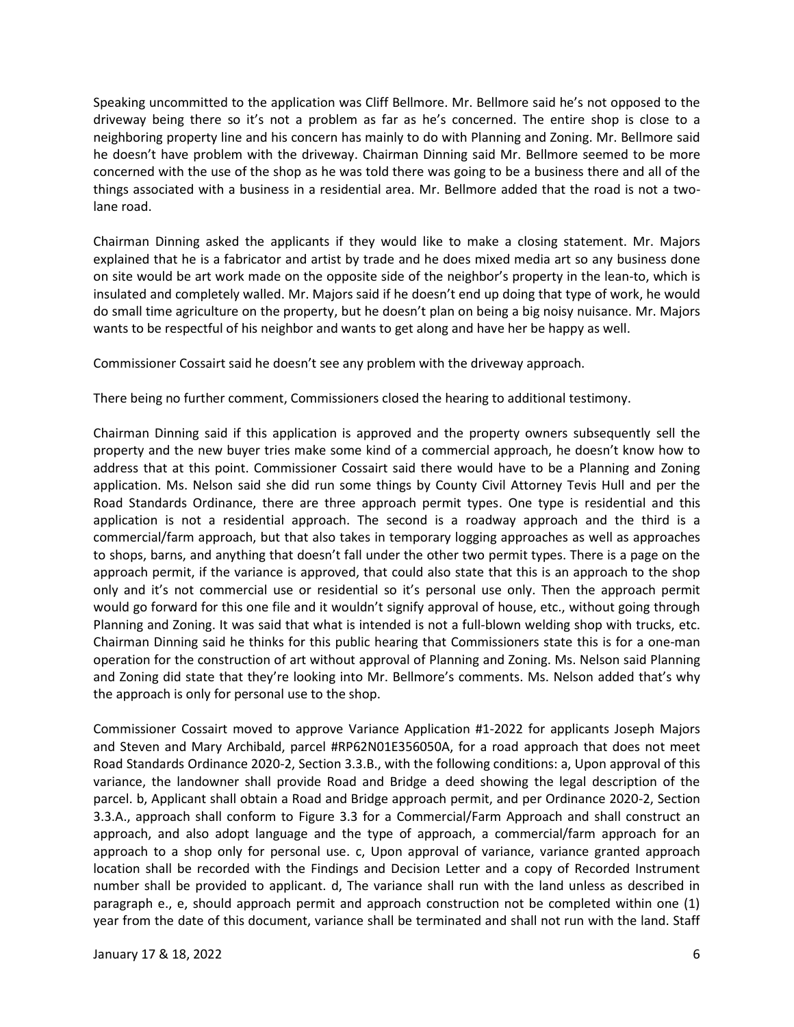Speaking uncommitted to the application was Cliff Bellmore. Mr. Bellmore said he's not opposed to the driveway being there so it's not a problem as far as he's concerned. The entire shop is close to a neighboring property line and his concern has mainly to do with Planning and Zoning. Mr. Bellmore said he doesn't have problem with the driveway. Chairman Dinning said Mr. Bellmore seemed to be more concerned with the use of the shop as he was told there was going to be a business there and all of the things associated with a business in a residential area. Mr. Bellmore added that the road is not a two-lane road.

Chairman Dinning asked the applicants if they would like to make a closing statement. Mr. Majors explained that he is a fabricator and artist by trade and he does mixed media art so any business done on site would be art work made on the opposite side of the neighbor's property in the lean-to, which is insulated and completely walled. Mr. Majors said if he doesn't end up doing that type of work, he would do small time agriculture on the property, but he doesn't plan on being a big noisy nuisance. Mr. Majors wants to be respectful of his neighbor and wants to get along and have her be happy as well.

Commissioner Cossairt said he doesn't see any problem with the driveway approach.

There being no further comment, Commissioners closed the hearing to additional testimony.

Chairman Dinning said if this application is approved and the property owners subsequently sell the property and the new buyer tries make some kind of a commercial approach, he doesn't know how to address that at this point. Commissioner Cossairt said there would have to be a Planning and Zoning application. Ms. Nelson said she did run some things by County Civil Attorney Tevis Hull and per the Road Standards Ordinance, there are three approach permit types. One type is residential and this application is not a residential approach. The second is a roadway approach and the third is a commercial/farm approach, but that also takes in temporary logging approaches as well as approaches to shops, barns, and anything that doesn't fall under the other two permit types. There is a page on the approach permit, if the variance is approved, that could also state that this is an approach to the shop only and it's not commercial use or residential so it's personal use only. Then the approach permit would go forward for this one file and it wouldn't signify approval of house, etc., without going through Planning and Zoning. It was said that what is intended is not a full-blown welding shop with trucks, etc. Chairman Dinning said he thinks for this public hearing that Commissioners state this is for a one-man operation for the construction of art without approval of Planning and Zoning. Ms. Nelson said Planning and Zoning did state that they're looking into Mr. Bellmore's comments. Ms. Nelson added that's why the approach is only for personal use to the shop.

Commissioner Cossairt moved to approve Variance Application #1-2022 for applicants Joseph Majors and Steven and Mary Archibald, parcel #RP62N01E356050A, for a road approach that does not meet Road Standards Ordinance 2020-2, Section 3.3.B., with the following conditions: a, Upon approval of this variance, the landowner shall provide Road and Bridge a deed showing the legal description of the parcel. b, Applicant shall obtain a Road and Bridge approach permit, and per Ordinance 2020-2, Section 3.3.A., approach shall conform to Figure 3.3 for a Commercial/Farm Approach and shall construct an approach, and also adopt language and the type of approach, a commercial/farm approach for an approach to a shop only for personal use. c, Upon approval of variance, variance granted approach location shall be recorded with the Findings and Decision Letter and a copy of Recorded Instrument number shall be provided to applicant. d, The variance shall run with the land unless as described in paragraph e., e, should approach permit and approach construction not be completed within one (1) year from the date of this document, variance shall be terminated and shall not run with the land. Staff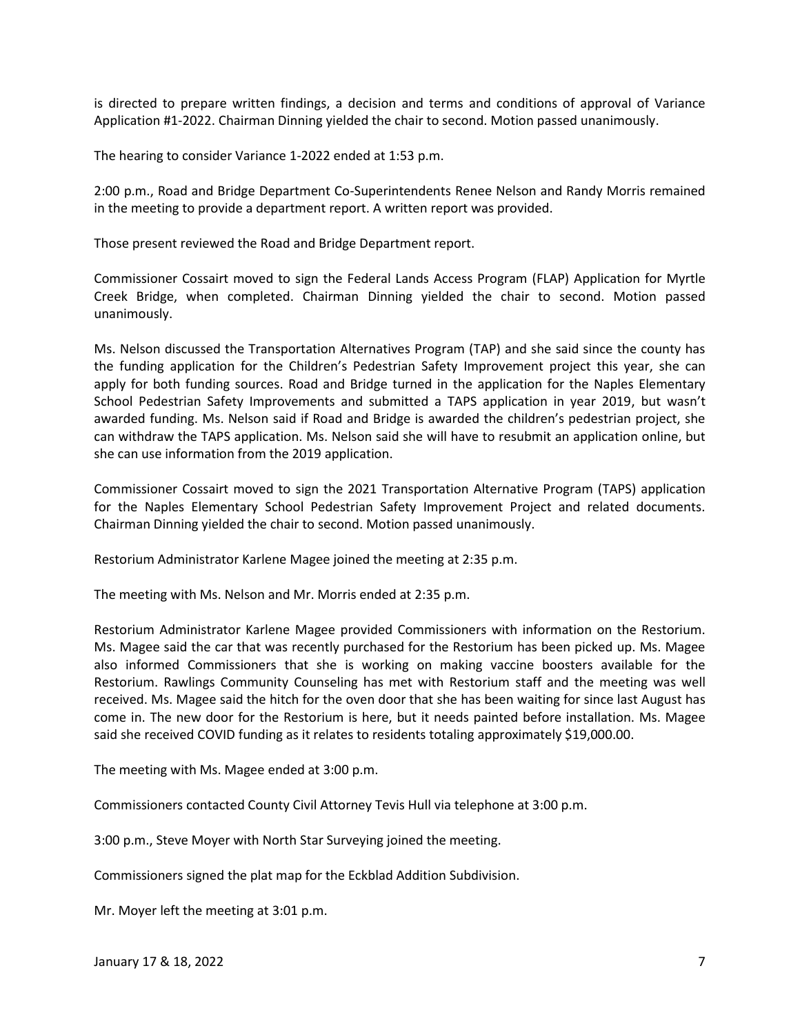is directed to prepare written findings, a decision and terms and conditions of approval of Variance Application #1-2022. Chairman Dinning yielded the chair to second. Motion passed unanimously.

The hearing to consider Variance 1-2022 ended at 1:53 p.m.

2:00 p.m., Road and Bridge Department Co-Superintendents Renee Nelson and Randy Morris remained in the meeting to provide a department report. A written report was provided.

Those present reviewed the Road and Bridge Department report.

Commissioner Cossairt moved to sign the Federal Lands Access Program (FLAP) Application for Myrtle Creek Bridge, when completed. Chairman Dinning yielded the chair to second. Motion passed unanimously.

Ms. Nelson discussed the Transportation Alternatives Program (TAP) and she said since the county has the funding application for the Children's Pedestrian Safety Improvement project this year, she can apply for both funding sources. Road and Bridge turned in the application for the Naples Elementary School Pedestrian Safety Improvements and submitted a TAPS application in year 2019, but wasn't awarded funding. Ms. Nelson said if Road and Bridge is awarded the children's pedestrian project, she can withdraw the TAPS application. Ms. Nelson said she will have to resubmit an application online, but she can use information from the 2019 application.

Commissioner Cossairt moved to sign the 2021 Transportation Alternative Program (TAPS) application for the Naples Elementary School Pedestrian Safety Improvement Project and related documents. Chairman Dinning yielded the chair to second. Motion passed unanimously.

Restorium Administrator Karlene Magee joined the meeting at 2:35 p.m.

The meeting with Ms. Nelson and Mr. Morris ended at 2:35 p.m.

Restorium Administrator Karlene Magee provided Commissioners with information on the Restorium. Ms. Magee said the car that was recently purchased for the Restorium has been picked up. Ms. Magee also informed Commissioners that she is working on making vaccine boosters available for the Restorium. Rawlings Community Counseling has met with Restorium staff and the meeting was well received. Ms. Magee said the hitch for the oven door that she has been waiting for since last August has come in. The new door for the Restorium is here, but it needs painted before installation. Ms. Magee said she received COVID funding as it relates to residents totaling approximately $19,000.00.

The meeting with Ms. Magee ended at 3:00 p.m.

Commissioners contacted County Civil Attorney Tevis Hull via telephone at 3:00 p.m.

3:00 p.m., Steve Moyer with North Star Surveying joined the meeting.

Commissioners signed the plat map for the Eckblad Addition Subdivision.

Mr. Moyer left the meeting at 3:01 p.m.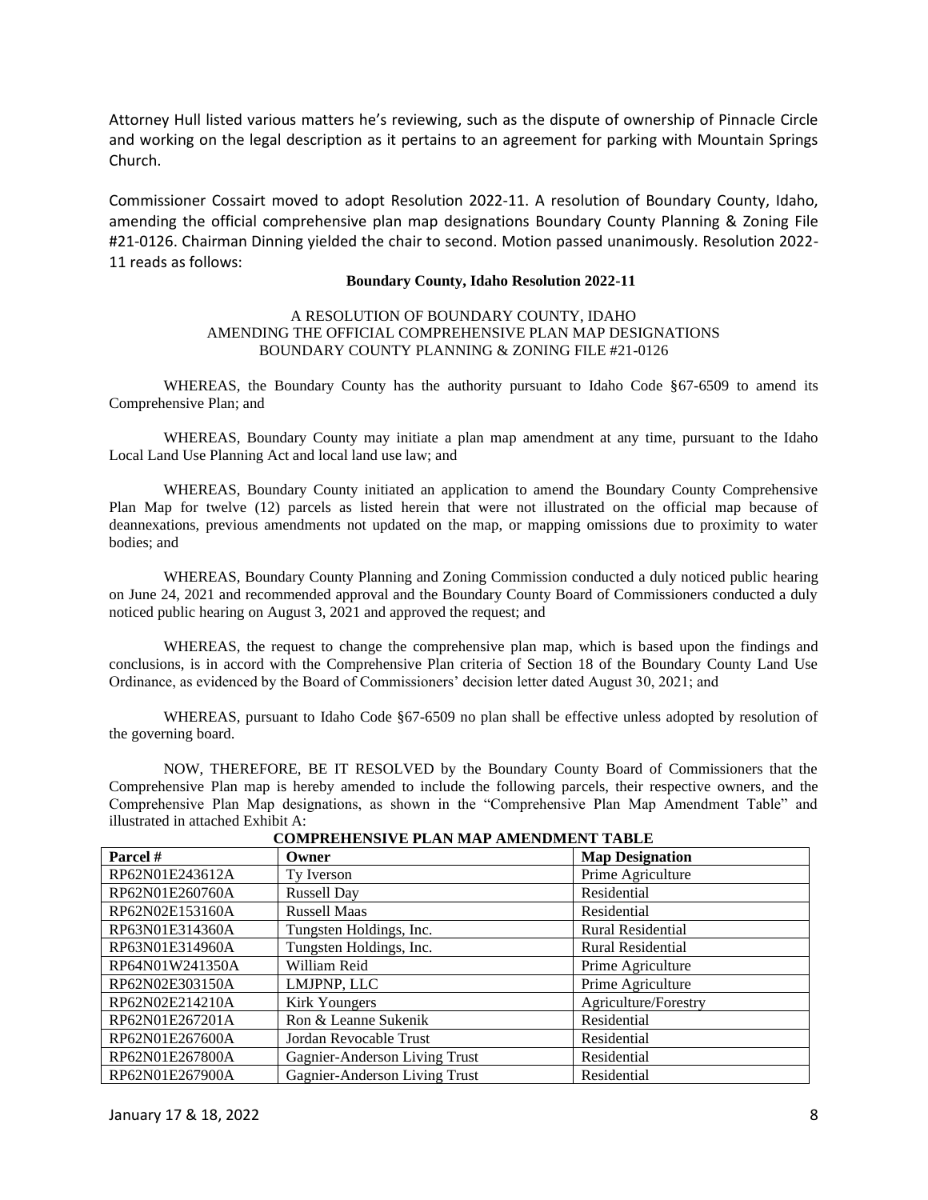Attorney Hull listed various matters he's reviewing, such as the dispute of ownership of Pinnacle Circle and working on the legal description as it pertains to an agreement for parking with Mountain Springs Church.

Commissioner Cossairt moved to adopt Resolution 2022-11. A resolution of Boundary County, Idaho, amending the official comprehensive plan map designations Boundary County Planning & Zoning File #21-0126. Chairman Dinning yielded the chair to second. Motion passed unanimously. Resolution 2022-11 reads as follows:

**Boundary County, Idaho Resolution 2022-11**

A RESOLUTION OF BOUNDARY COUNTY, IDAHO
AMENDING THE OFFICIAL COMPREHENSIVE PLAN MAP DESIGNATIONS
BOUNDARY COUNTY PLANNING & ZONING FILE #21-0126

WHEREAS, the Boundary County has the authority pursuant to Idaho Code §67-6509 to amend its Comprehensive Plan; and

WHEREAS, Boundary County may initiate a plan map amendment at any time, pursuant to the Idaho Local Land Use Planning Act and local land use law; and

WHEREAS, Boundary County initiated an application to amend the Boundary County Comprehensive Plan Map for twelve (12) parcels as listed herein that were not illustrated on the official map because of deannexations, previous amendments not updated on the map, or mapping omissions due to proximity to water bodies; and

WHEREAS, Boundary County Planning and Zoning Commission conducted a duly noticed public hearing on June 24, 2021 and recommended approval and the Boundary County Board of Commissioners conducted a duly noticed public hearing on August 3, 2021 and approved the request; and

WHEREAS, the request to change the comprehensive plan map, which is based upon the findings and conclusions, is in accord with the Comprehensive Plan criteria of Section 18 of the Boundary County Land Use Ordinance, as evidenced by the Board of Commissioners' decision letter dated August 30, 2021; and

WHEREAS, pursuant to Idaho Code §67-6509 no plan shall be effective unless adopted by resolution of the governing board.

NOW, THEREFORE, BE IT RESOLVED by the Boundary County Board of Commissioners that the Comprehensive Plan map is hereby amended to include the following parcels, their respective owners, and the Comprehensive Plan Map designations, as shown in the "Comprehensive Plan Map Amendment Table" and illustrated in attached Exhibit A:

**COMPREHENSIVE PLAN MAP AMENDMENT TABLE**

| Parcel # | Owner | Map Designation |
|---|---|---|
| RP62N01E243612A | Ty Iverson | Prime Agriculture |
| RP62N01E260760A | Russell Day | Residential |
| RP62N02E153160A | Russell Maas | Residential |
| RP63N01E314360A | Tungsten Holdings, Inc. | Rural Residential |
| RP63N01E314960A | Tungsten Holdings, Inc. | Rural Residential |
| RP64N01W241350A | William Reid | Prime Agriculture |
| RP62N02E303150A | LMJPNP, LLC | Prime Agriculture |
| RP62N02E214210A | Kirk Youngers | Agriculture/Forestry |
| RP62N01E267201A | Ron & Leanne Sukenik | Residential |
| RP62N01E267600A | Jordan Revocable Trust | Residential |
| RP62N01E267800A | Gagnier-Anderson Living Trust | Residential |
| RP62N01E267900A | Gagnier-Anderson Living Trust | Residential |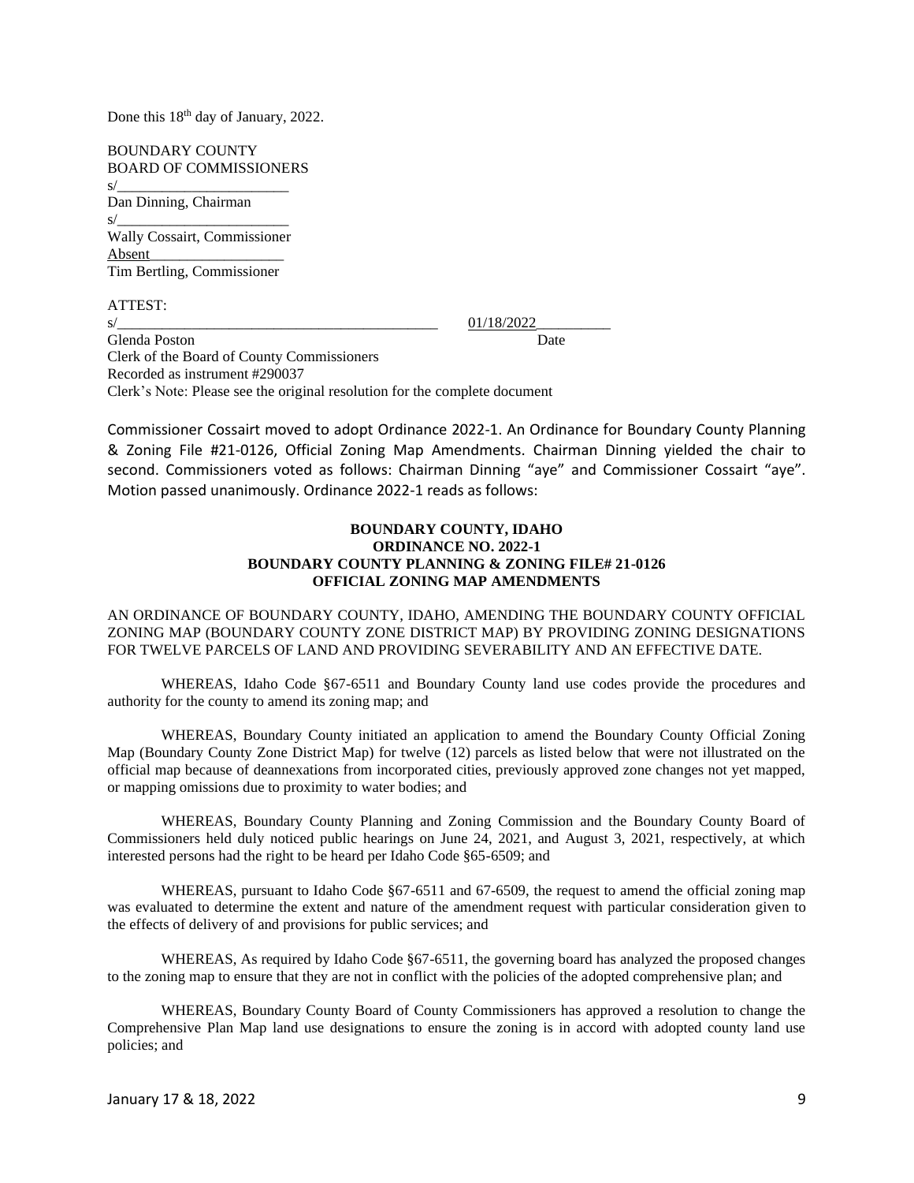Done this 18th day of January, 2022.

BOUNDARY COUNTY
BOARD OF COMMISSIONERS
s/_______________________
Dan Dinning, Chairman
s/_______________________
Wally Cossairt, Commissioner
Absent__________________
Tim Bertling, Commissioner

ATTEST:
s/____________________________________________ 01/18/2022__________
Glenda Poston Date
Clerk of the Board of County Commissioners
Recorded as instrument #290037
Clerk's Note: Please see the original resolution for the complete document

Commissioner Cossairt moved to adopt Ordinance 2022-1. An Ordinance for Boundary County Planning & Zoning File #21-0126, Official Zoning Map Amendments. Chairman Dinning yielded the chair to second. Commissioners voted as follows: Chairman Dinning "aye" and Commissioner Cossairt "aye". Motion passed unanimously. Ordinance 2022-1 reads as follows:

**BOUNDARY COUNTY, IDAHO**
**ORDINANCE NO. 2022-1**
**BOUNDARY COUNTY PLANNING & ZONING FILE# 21-0126**
**OFFICIAL ZONING MAP AMENDMENTS**

AN ORDINANCE OF BOUNDARY COUNTY, IDAHO, AMENDING THE BOUNDARY COUNTY OFFICIAL ZONING MAP (BOUNDARY COUNTY ZONE DISTRICT MAP) BY PROVIDING ZONING DESIGNATIONS FOR TWELVE PARCELS OF LAND AND PROVIDING SEVERABILITY AND AN EFFECTIVE DATE.

WHEREAS, Idaho Code §67-6511 and Boundary County land use codes provide the procedures and authority for the county to amend its zoning map; and

WHEREAS, Boundary County initiated an application to amend the Boundary County Official Zoning Map (Boundary County Zone District Map) for twelve (12) parcels as listed below that were not illustrated on the official map because of deannexations from incorporated cities, previously approved zone changes not yet mapped, or mapping omissions due to proximity to water bodies; and

WHEREAS, Boundary County Planning and Zoning Commission and the Boundary County Board of Commissioners held duly noticed public hearings on June 24, 2021, and August 3, 2021, respectively, at which interested persons had the right to be heard per Idaho Code §65-6509; and

WHEREAS, pursuant to Idaho Code §67-6511 and 67-6509, the request to amend the official zoning map was evaluated to determine the extent and nature of the amendment request with particular consideration given to the effects of delivery of and provisions for public services; and

WHEREAS, As required by Idaho Code §67-6511, the governing board has analyzed the proposed changes to the zoning map to ensure that they are not in conflict with the policies of the adopted comprehensive plan; and

WHEREAS, Boundary County Board of County Commissioners has approved a resolution to change the Comprehensive Plan Map land use designations to ensure the zoning is in accord with adopted county land use policies; and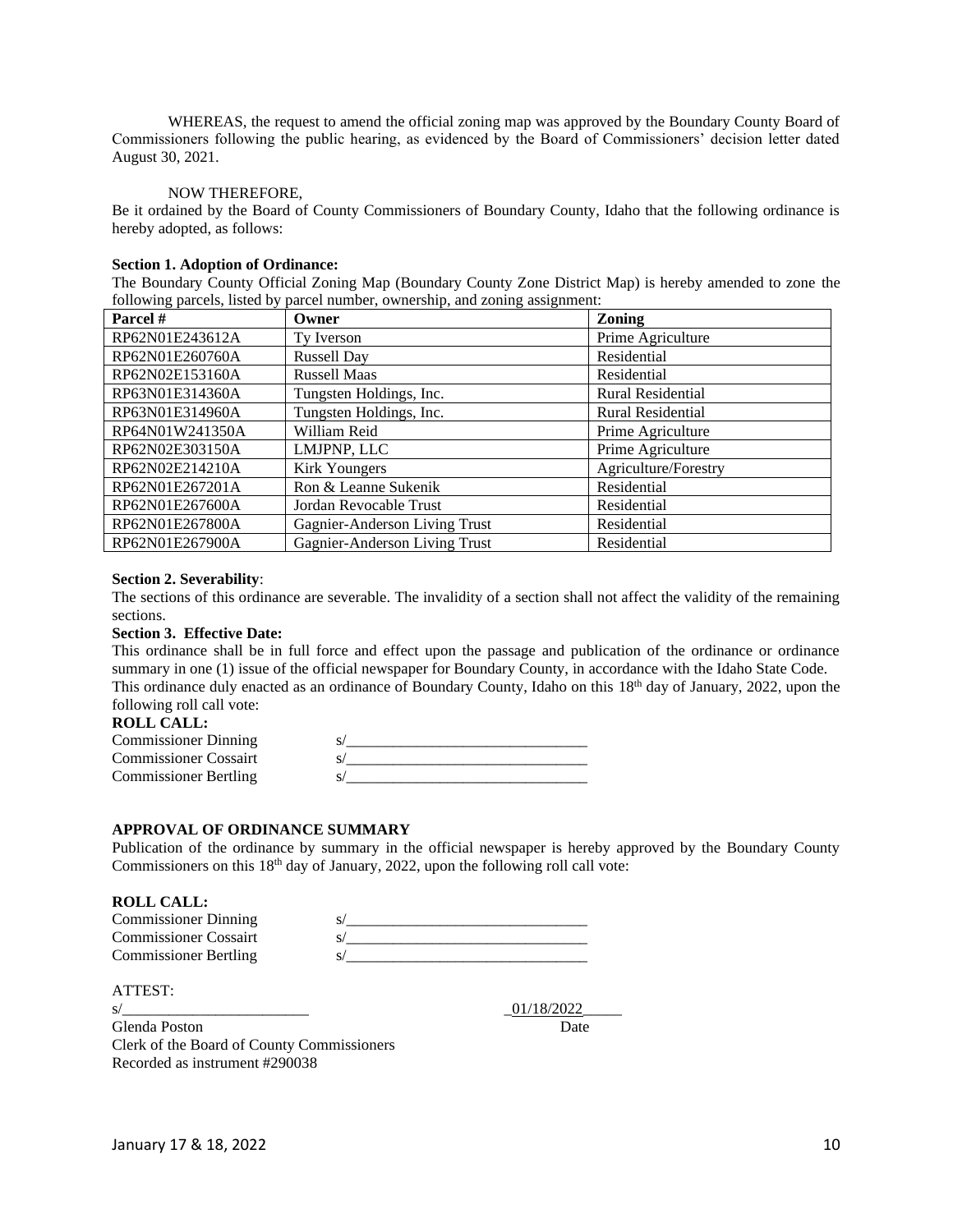WHEREAS, the request to amend the official zoning map was approved by the Boundary County Board of Commissioners following the public hearing, as evidenced by the Board of Commissioners' decision letter dated August 30, 2021.

NOW THEREFORE,
Be it ordained by the Board of County Commissioners of Boundary County, Idaho that the following ordinance is hereby adopted, as follows:

**Section 1. Adoption of Ordinance:**
The Boundary County Official Zoning Map (Boundary County Zone District Map) is hereby amended to zone the following parcels, listed by parcel number, ownership, and zoning assignment:

| Parcel # | Owner | Zoning |
|---|---|---|
| RP62N01E243612A | Ty Iverson | Prime Agriculture |
| RP62N01E260760A | Russell Day | Residential |
| RP62N02E153160A | Russell Maas | Residential |
| RP63N01E314360A | Tungsten Holdings, Inc. | Rural Residential |
| RP63N01E314960A | Tungsten Holdings, Inc. | Rural Residential |
| RP64N01W241350A | William Reid | Prime Agriculture |
| RP62N02E303150A | LMJPNP, LLC | Prime Agriculture |
| RP62N02E214210A | Kirk Youngers | Agriculture/Forestry |
| RP62N01E267201A | Ron & Leanne Sukenik | Residential |
| RP62N01E267600A | Jordan Revocable Trust | Residential |
| RP62N01E267800A | Gagnier-Anderson Living Trust | Residential |
| RP62N01E267900A | Gagnier-Anderson Living Trust | Residential |

**Section 2. Severability**:
The sections of this ordinance are severable. The invalidity of a section shall not affect the validity of the remaining sections.

**Section 3. Effective Date:**
This ordinance shall be in full force and effect upon the passage and publication of the ordinance or ordinance summary in one (1) issue of the official newspaper for Boundary County, in accordance with the Idaho State Code.
This ordinance duly enacted as an ordinance of Boundary County, Idaho on this 18th day of January, 2022, upon the following roll call vote:

**ROLL CALL:**
Commissioner Dinning s/_______________________________
Commissioner Cossairt s/_______________________________
Commissioner Bertling s/_______________________________

**APPROVAL OF ORDINANCE SUMMARY**
Publication of the ordinance by summary in the official newspaper is hereby approved by the Boundary County Commissioners on this 18th day of January, 2022, upon the following roll call vote:

**ROLL CALL:**
Commissioner Dinning s/_______________________________
Commissioner Cossairt s/_______________________________
Commissioner Bertling s/_______________________________

ATTEST:
s/________________________ _01/18/2022_____
Glenda Poston Date
Clerk of the Board of County Commissioners
Recorded as instrument #290038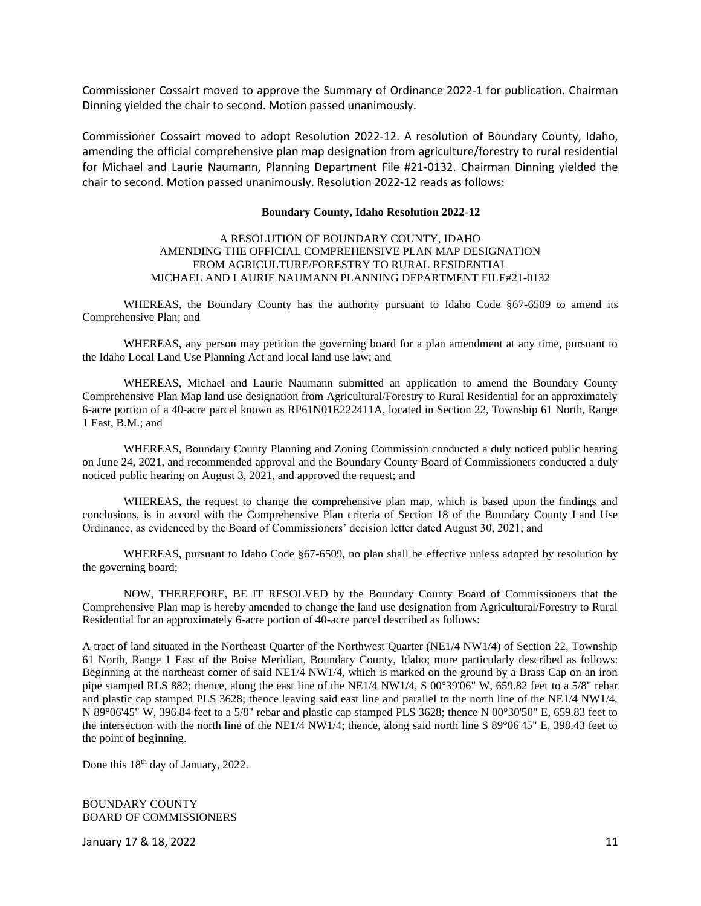Commissioner Cossairt moved to approve the Summary of Ordinance 2022-1 for publication. Chairman Dinning yielded the chair to second. Motion passed unanimously.

Commissioner Cossairt moved to adopt Resolution 2022-12. A resolution of Boundary County, Idaho, amending the official comprehensive plan map designation from agriculture/forestry to rural residential for Michael and Laurie Naumann, Planning Department File #21-0132. Chairman Dinning yielded the chair to second. Motion passed unanimously. Resolution 2022-12 reads as follows:

**Boundary County, Idaho Resolution 2022-12**

A RESOLUTION OF BOUNDARY COUNTY, IDAHO
AMENDING THE OFFICIAL COMPREHENSIVE PLAN MAP DESIGNATION
FROM AGRICULTURE/FORESTRY TO RURAL RESIDENTIAL
MICHAEL AND LAURIE NAUMANN PLANNING DEPARTMENT FILE#21-0132

WHEREAS, the Boundary County has the authority pursuant to Idaho Code §67-6509 to amend its Comprehensive Plan; and

WHEREAS, any person may petition the governing board for a plan amendment at any time, pursuant to the Idaho Local Land Use Planning Act and local land use law; and

WHEREAS, Michael and Laurie Naumann submitted an application to amend the Boundary County Comprehensive Plan Map land use designation from Agricultural/Forestry to Rural Residential for an approximately 6-acre portion of a 40-acre parcel known as RP61N01E222411A, located in Section 22, Township 61 North, Range 1 East, B.M.; and

WHEREAS, Boundary County Planning and Zoning Commission conducted a duly noticed public hearing on June 24, 2021, and recommended approval and the Boundary County Board of Commissioners conducted a duly noticed public hearing on August 3, 2021, and approved the request; and

WHEREAS, the request to change the comprehensive plan map, which is based upon the findings and conclusions, is in accord with the Comprehensive Plan criteria of Section 18 of the Boundary County Land Use Ordinance, as evidenced by the Board of Commissioners' decision letter dated August 30, 2021; and

WHEREAS, pursuant to Idaho Code §67-6509, no plan shall be effective unless adopted by resolution by the governing board;

NOW, THEREFORE, BE IT RESOLVED by the Boundary County Board of Commissioners that the Comprehensive Plan map is hereby amended to change the land use designation from Agricultural/Forestry to Rural Residential for an approximately 6-acre portion of 40-acre parcel described as follows:

A tract of land situated in the Northeast Quarter of the Northwest Quarter (NE1/4 NW1/4) of Section 22, Township 61 North, Range 1 East of the Boise Meridian, Boundary County, Idaho; more particularly described as follows: Beginning at the northeast corner of said NE1/4 NW1/4, which is marked on the ground by a Brass Cap on an iron pipe stamped RLS 882; thence, along the east line of the NE1/4 NW1/4, S 00°39'06" W, 659.82 feet to a 5/8" rebar and plastic cap stamped PLS 3628; thence leaving said east line and parallel to the north line of the NE1/4 NW1/4, N 89°06'45" W, 396.84 feet to a 5/8" rebar and plastic cap stamped PLS 3628; thence N 00°30'50" E, 659.83 feet to the intersection with the north line of the NE1/4 NW1/4; thence, along said north line S 89°06'45" E, 398.43 feet to the point of beginning.

Done this 18th day of January, 2022.

BOUNDARY COUNTY
BOARD OF COMMISSIONERS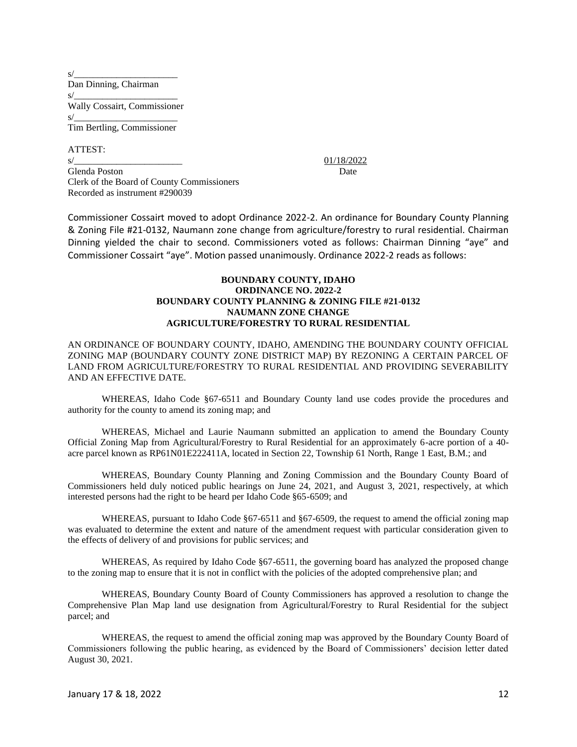s/______________________
Dan Dinning, Chairman
s/______________________
Wally Cossairt, Commissioner
s/______________________
Tim Bertling, Commissioner

ATTEST:
s/______________________ 01/18/2022
Glenda Poston Date
Clerk of the Board of County Commissioners
Recorded as instrument #290039

Commissioner Cossairt moved to adopt Ordinance 2022-2. An ordinance for Boundary County Planning & Zoning File #21-0132, Naumann zone change from agriculture/forestry to rural residential. Chairman Dinning yielded the chair to second. Commissioners voted as follows: Chairman Dinning "aye" and Commissioner Cossairt "aye". Motion passed unanimously. Ordinance 2022-2 reads as follows:

**BOUNDARY COUNTY, IDAHO**
**ORDINANCE NO. 2022-2**
**BOUNDARY COUNTY PLANNING & ZONING FILE #21-0132**
**NAUMANN ZONE CHANGE**
**AGRICULTURE/FORESTRY TO RURAL RESIDENTIAL**

AN ORDINANCE OF BOUNDARY COUNTY, IDAHO, AMENDING THE BOUNDARY COUNTY OFFICIAL ZONING MAP (BOUNDARY COUNTY ZONE DISTRICT MAP) BY REZONING A CERTAIN PARCEL OF LAND FROM AGRICULTURE/FORESTRY TO RURAL RESIDENTIAL AND PROVIDING SEVERABILITY AND AN EFFECTIVE DATE.

WHEREAS, Idaho Code §67-6511 and Boundary County land use codes provide the procedures and authority for the county to amend its zoning map; and

WHEREAS, Michael and Laurie Naumann submitted an application to amend the Boundary County Official Zoning Map from Agricultural/Forestry to Rural Residential for an approximately 6-acre portion of a 40-acre parcel known as RP61N01E222411A, located in Section 22, Township 61 North, Range 1 East, B.M.; and

WHEREAS, Boundary County Planning and Zoning Commission and the Boundary County Board of Commissioners held duly noticed public hearings on June 24, 2021, and August 3, 2021, respectively, at which interested persons had the right to be heard per Idaho Code §65-6509; and

WHEREAS, pursuant to Idaho Code §67-6511 and §67-6509, the request to amend the official zoning map was evaluated to determine the extent and nature of the amendment request with particular consideration given to the effects of delivery of and provisions for public services; and

WHEREAS, As required by Idaho Code §67-6511, the governing board has analyzed the proposed change to the zoning map to ensure that it is not in conflict with the policies of the adopted comprehensive plan; and

WHEREAS, Boundary County Board of County Commissioners has approved a resolution to change the Comprehensive Plan Map land use designation from Agricultural/Forestry to Rural Residential for the subject parcel; and

WHEREAS, the request to amend the official zoning map was approved by the Boundary County Board of Commissioners following the public hearing, as evidenced by the Board of Commissioners' decision letter dated August 30, 2021.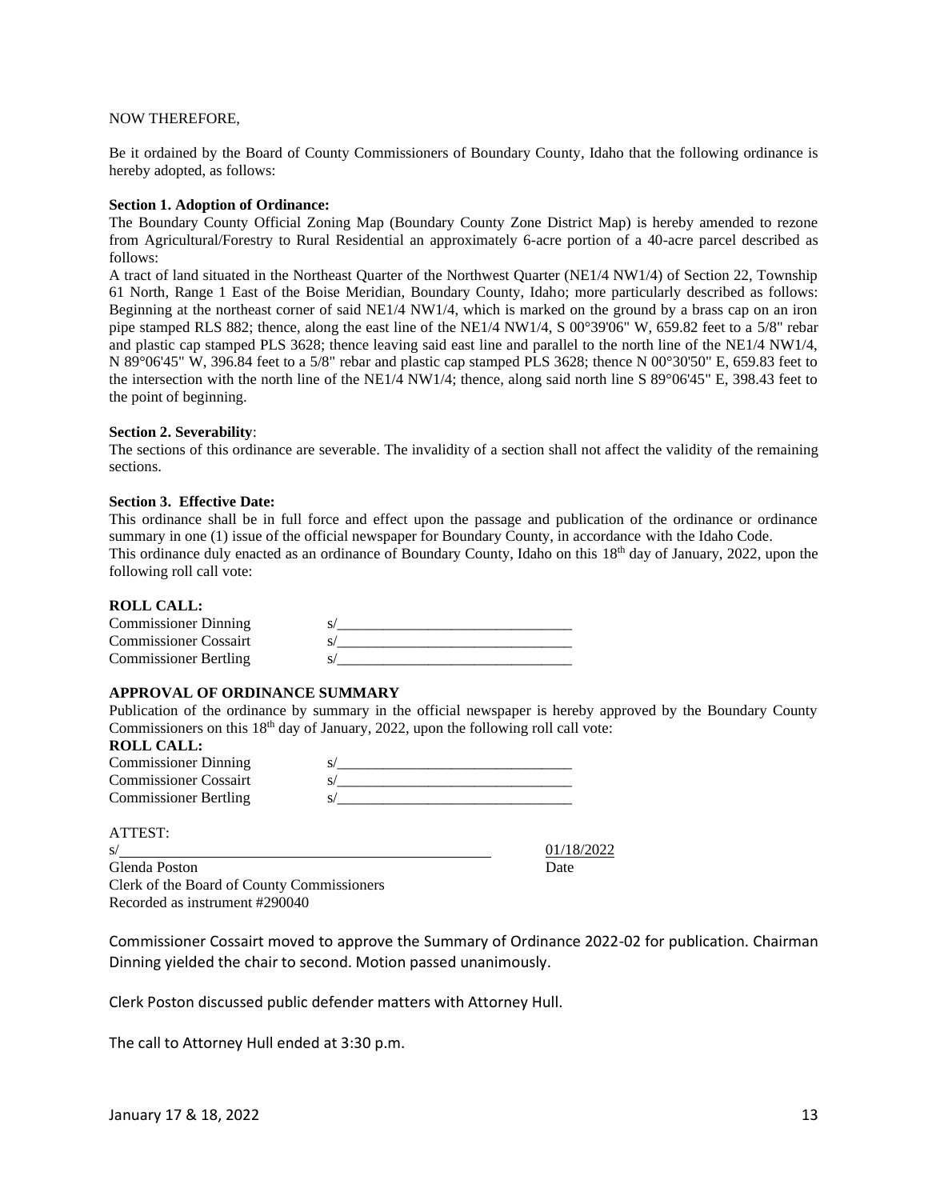NOW THEREFORE,

Be it ordained by the Board of County Commissioners of Boundary County, Idaho that the following ordinance is hereby adopted, as follows:

**Section 1. Adoption of Ordinance:**
The Boundary County Official Zoning Map (Boundary County Zone District Map) is hereby amended to rezone from Agricultural/Forestry to Rural Residential an approximately 6-acre portion of a 40-acre parcel described as follows:
A tract of land situated in the Northeast Quarter of the Northwest Quarter (NE1/4 NW1/4) of Section 22, Township 61 North, Range 1 East of the Boise Meridian, Boundary County, Idaho; more particularly described as follows: Beginning at the northeast corner of said NE1/4 NW1/4, which is marked on the ground by a brass cap on an iron pipe stamped RLS 882; thence, along the east line of the NE1/4 NW1/4, S 00°39'06" W, 659.82 feet to a 5/8" rebar and plastic cap stamped PLS 3628; thence leaving said east line and parallel to the north line of the NE1/4 NW1/4, N 89°06'45" W, 396.84 feet to a 5/8" rebar and plastic cap stamped PLS 3628; thence N 00°30'50" E, 659.83 feet to the intersection with the north line of the NE1/4 NW1/4; thence, along said north line S 89°06'45" E, 398.43 feet to the point of beginning.

**Section 2. Severability**:
The sections of this ordinance are severable. The invalidity of a section shall not affect the validity of the remaining sections.

**Section 3. Effective Date:**
This ordinance shall be in full force and effect upon the passage and publication of the ordinance or ordinance summary in one (1) issue of the official newspaper for Boundary County, in accordance with the Idaho Code.
This ordinance duly enacted as an ordinance of Boundary County, Idaho on this 18th day of January, 2022, upon the following roll call vote:

**ROLL CALL:**
Commissioner Dinning s/_______________________________
Commissioner Cossairt s/_______________________________
Commissioner Bertling s/_______________________________

**APPROVAL OF ORDINANCE SUMMARY**
Publication of the ordinance by summary in the official newspaper is hereby approved by the Boundary County Commissioners on this 18th day of January, 2022, upon the following roll call vote:

**ROLL CALL:**
Commissioner Dinning s/_______________________________
Commissioner Cossairt s/_______________________________
Commissioner Bertling s/_______________________________

ATTEST:
s/_______________________________________________ 01/18/2022
Glenda Poston Date
Clerk of the Board of County Commissioners
Recorded as instrument #290040

Commissioner Cossairt moved to approve the Summary of Ordinance 2022-02 for publication. Chairman Dinning yielded the chair to second. Motion passed unanimously.

Clerk Poston discussed public defender matters with Attorney Hull.

The call to Attorney Hull ended at 3:30 p.m.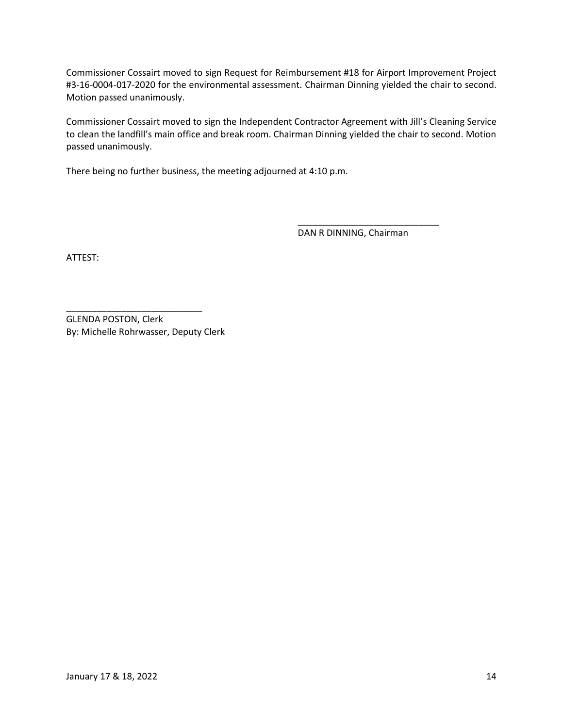Commissioner Cossairt moved to sign Request for Reimbursement #18 for Airport Improvement Project #3-16-0004-017-2020 for the environmental assessment. Chairman Dinning yielded the chair to second. Motion passed unanimously.

Commissioner Cossairt moved to sign the Independent Contractor Agreement with Jill's Cleaning Service to clean the landfill's main office and break room. Chairman Dinning yielded the chair to second. Motion passed unanimously.

There being no further business, the meeting adjourned at 4:10 p.m.

\_\_\_\_\_\_\_\_\_\_\_\_\_\_\_\_\_\_\_\_\_\_\_\_\_\_\_\_
DAN R DINNING, Chairman

ATTEST:

\_\_\_\_\_\_\_\_\_\_\_\_\_\_\_\_\_\_\_\_\_\_\_\_\_\_\_
GLENDA POSTON, Clerk
By: Michelle Rohrwasser, Deputy Clerk